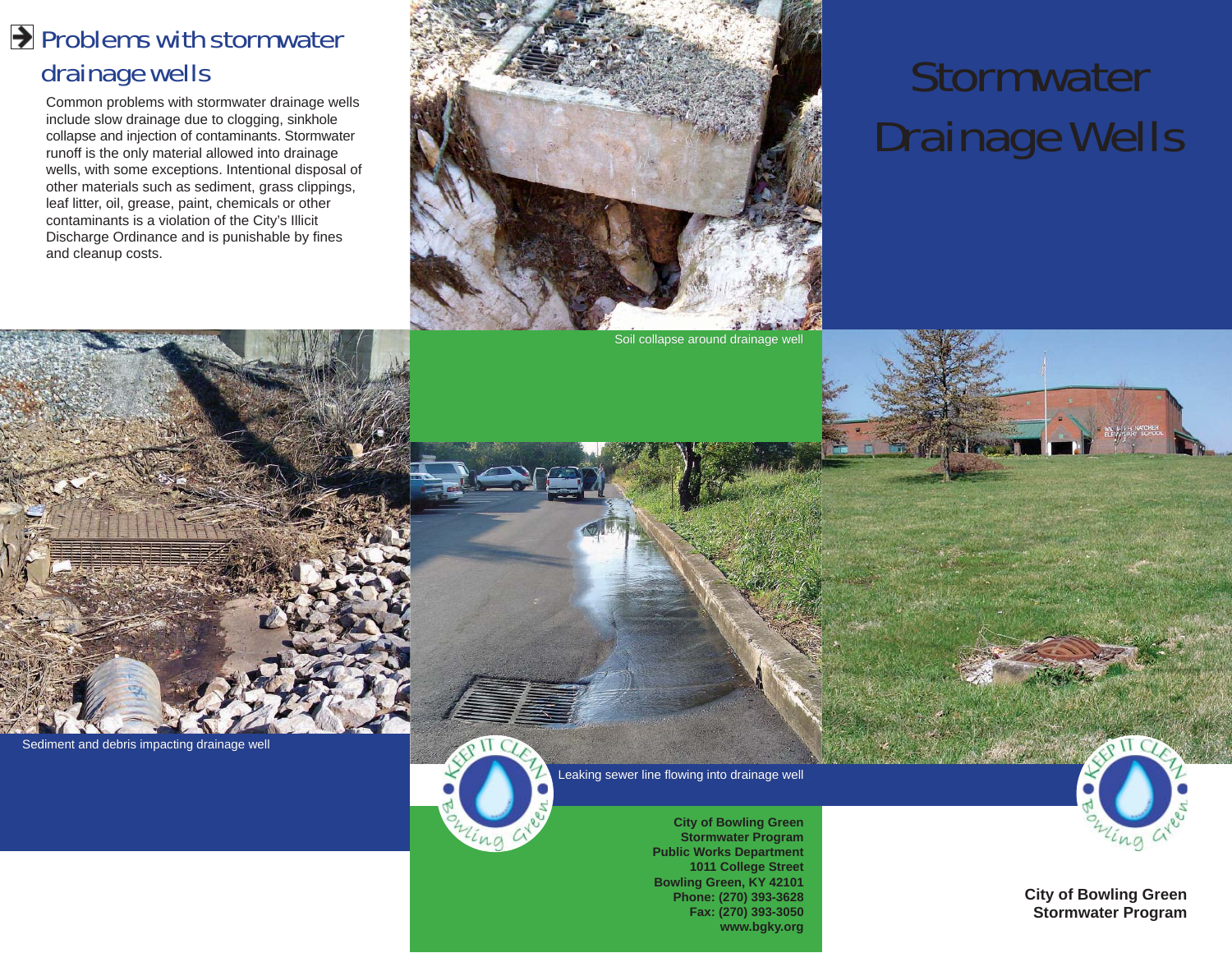## Problems with stormwater drainage wells

Common problems with stormwater drainage wells include slow drainage due to clogging, sinkhole collapse and injection of contaminants. Stormwater runoff is the only material allowed into drainage wells, with some exceptions. Intentional disposal of other materials such as sediment, grass clippings, leaf litter, oil, grease, paint, chemicals or other contaminants is a violation of the City's Illicit Discharge Ordinance and is punishable by fines and cleanup costs.

Soil collapse around drainage well

Sediment and debris impacting drainage well

Leaking sewer line flowing into drainage well

**City of Bowling Green**
**Stormwater Program**
**Public Works Department**
**1011 College Street**
**Bowling Green, KY 42101**
**Phone: (270) 393-3628**
**Fax: (270) 393-3050**
**www.bgky.org**

# Stormwater Drainage Wells

**City of Bowling Green**
**Stormwater Program**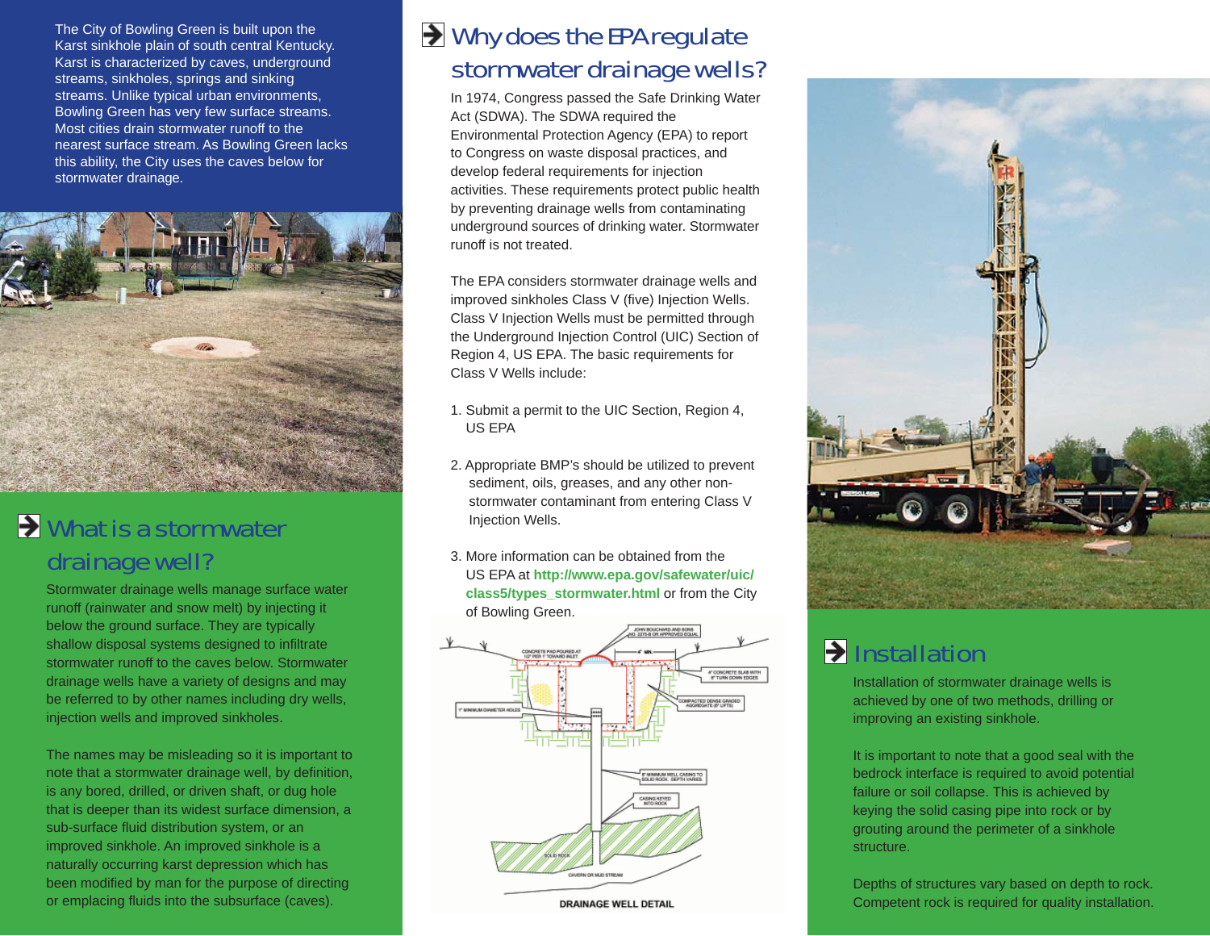The City of Bowling Green is built upon the Karst sinkhole plain of south central Kentucky. Karst is characterized by caves, underground streams, sinkholes, springs and sinking streams. Unlike typical urban environments, Bowling Green has very few surface streams. Most cities drain stormwater runoff to the nearest surface stream. As Bowling Green lacks this ability, the City uses the caves below for stormwater drainage.

## What is a stormwater drainage well?

Stormwater drainage wells manage surface water runoff (rainwater and snow melt) by injecting it below the ground surface. They are typically shallow disposal systems designed to infiltrate stormwater runoff to the caves below. Stormwater drainage wells have a variety of designs and may be referred to by other names including dry wells, injection wells and improved sinkholes.

The names may be misleading so it is important to note that a stormwater drainage well, by definition, is any bored, drilled, or driven shaft, or dug hole that is deeper than its widest surface dimension, a sub-surface fluid distribution system, or an improved sinkhole. An improved sinkhole is a naturally occurring karst depression which has been modified by man for the purpose of directing or emplacing fluids into the subsurface (caves).

## Why does the EPA regulate stormwater drainage wells?

In 1974, Congress passed the Safe Drinking Water Act (SDWA). The SDWA required the Environmental Protection Agency (EPA) to report to Congress on waste disposal practices, and develop federal requirements for injection activities. These requirements protect public health by preventing drainage wells from contaminating underground sources of drinking water. Stormwater runoff is not treated.

The EPA considers stormwater drainage wells and improved sinkholes Class V (five) Injection Wells. Class V Injection Wells must be permitted through the Underground Injection Control (UIC) Section of Region 4, US EPA. The basic requirements for Class V Wells include:

1. Submit a permit to the UIC Section, Region 4, US EPA
2. Appropriate BMP's should be utilized to prevent sediment, oils, greases, and any other non-stormwater contaminant from entering Class V Injection Wells.
3. More information can be obtained from the US EPA at **http://www.epa.gov/safewater/uic/class5/types_stormwater.html** or from the City of Bowling Green.

JOHN BOUCHARD AND SONS NO. 2275-B OR APPROVED EQUAL

CONCRETE PAD POURED AT 1/2" PER 1' TOWARD INLET

4' MIN.

4" CONCRETE SLAB WITH 8" TURN DOWN EDGES

COMPACTED DENSE GRADED AGGREGATE (6" LIFTS)

1" MINIMUM DIAMETER HOLES

8" MINIMUM WELL CASING TO SOLID ROCK. DEPTH VARIES

CASING KEYED INTO ROCK

SOLID ROCK

CAVERN OR MUD STREAM

DRAINAGE WELL DETAIL

## Installation

Installation of stormwater drainage wells is achieved by one of two methods, drilling or improving an existing sinkhole.

It is important to note that a good seal with the bedrock interface is required to avoid potential failure or soil collapse. This is achieved by keying the solid casing pipe into rock or by grouting around the perimeter of a sinkhole structure.

Depths of structures vary based on depth to rock. Competent rock is required for quality installation.